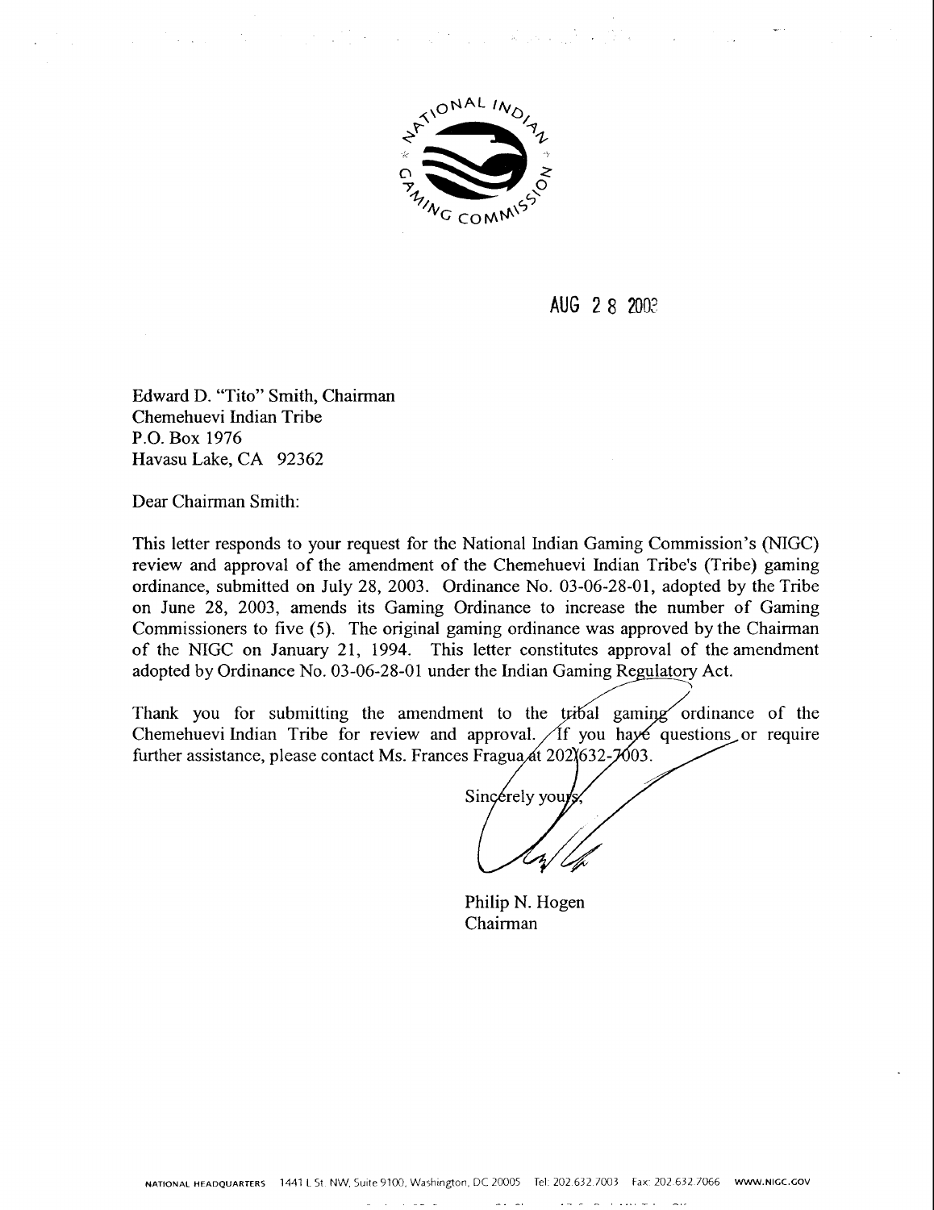AUG 2 8 2003

Edward D. "Tito" Smith, Chairman
Chemehuevi Indian Tribe
P.O. Box 1976
Havasu Lake, CA 92362

Dear Chairman Smith:

This letter responds to your request for the National Indian Gaming Commission's (NIGC) review and approval of the amendment of the Chemehuevi Indian Tribe's (Tribe) gaming ordinance, submitted on July 28, 2003. Ordinance No. 03-06-28-01, adopted by the Tribe on June 28, 2003, amends its Gaming Ordinance to increase the number of Gaming Commissioners to five (5). The original gaming ordinance was approved by the Chairman of the NIGC on January 21, 1994. This letter constitutes approval of the amendment adopted by Ordinance No. 03-06-28-01 under the Indian Gaming Regulatory Act.

Thank you for submitting the amendment to the tribal gaming ordinance of the Chemehuevi Indian Tribe for review and approval. If you have questions or require further assistance, please contact Ms. Frances Fragua at 202/632-7003.

Sincerely yours,

Philip N. Hogen
Chairman

NATIONAL HEADQUARTERS 1441 L St. NW, Suite 9100, Washington, DC 20005 Tel: 202.632.7003 Fax: 202.632.7066 WWW.NIGC.GOV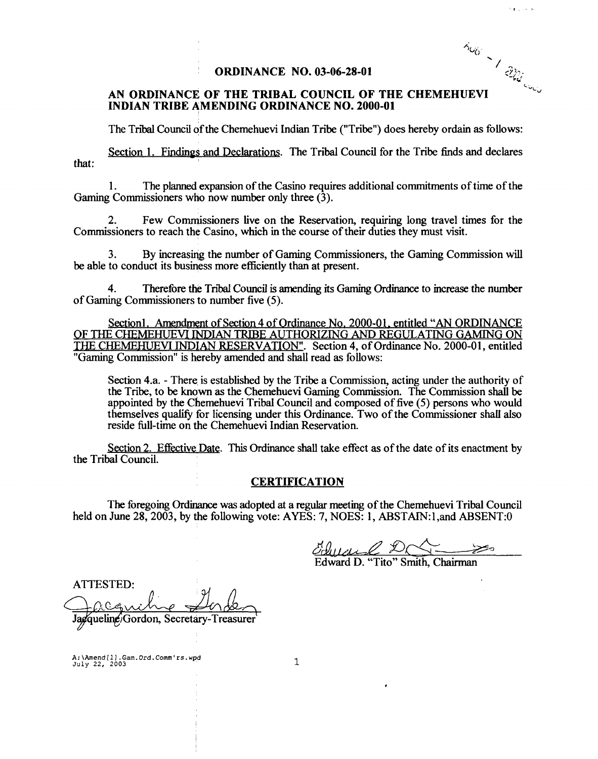## ORDINANCE NO. 03-06-28-01

### AN ORDINANCE OF THE TRIBAL COUNCIL OF THE CHEMEHUEVI INDIAN TRIBE AMENDING ORDINANCE NO. 2000-01

The Tribal Council of the Chemehuevi Indian Tribe ("Tribe") does hereby ordain as follows:

Section 1. Findings and Declarations. The Tribal Council for the Tribe finds and declares that:

1. The planned expansion of the Casino requires additional commitments of time of the Gaming Commissioners who now number only three (3).

2. Few Commissioners live on the Reservation, requiring long travel times for the Commissioners to reach the Casino, which in the course of their duties they must visit.

3. By increasing the number of Gaming Commissioners, the Gaming Commission will be able to conduct its business more efficiently than at present.

4. Therefore the Tribal Council is amending its Gaming Ordinance to increase the number of Gaming Commissioners to number five (5).

Section1. Amendment of Section 4 of Ordinance No. 2000-01, entitled "AN ORDINANCE OF THE CHEMEHUEVI INDIAN TRIBE AUTHORIZING AND REGULATING GAMING ON THE CHEMEHUEVI INDIAN RESERVATION". Section 4, of Ordinance No. 2000-01, entitled "Gaming Commission" is hereby amended and shall read as follows:

> Section 4.a. - There is established by the Tribe a Commission, acting under the authority of the Tribe, to be known as the Chemehuevi Gaming Commission. The Commission shall be appointed by the Chemehuevi Tribal Council and composed of five (5) persons who would themselves qualify for licensing under this Ordinance. Two of the Commissioner shall also reside full-time on the Chemehuevi Indian Reservation.

Section 2. Effective Date. This Ordinance shall take effect as of the date of its enactment by the Tribal Council.

### CERTIFICATION

The foregoing Ordinance was adopted at a regular meeting of the Chemehuevi Tribal Council held on June 28, 2003, by the following vote: AYES: 7, NOES: 1, ABSTAIN:1,and ABSENT:0

Edward D. "Tito" Smith, Chairman

ATTESTED:

Jacqueline Gordon, Secretary-Treasurer

A:\Amend[1].Gam.Ord.Comm'rs.wpd
July 22, 2003